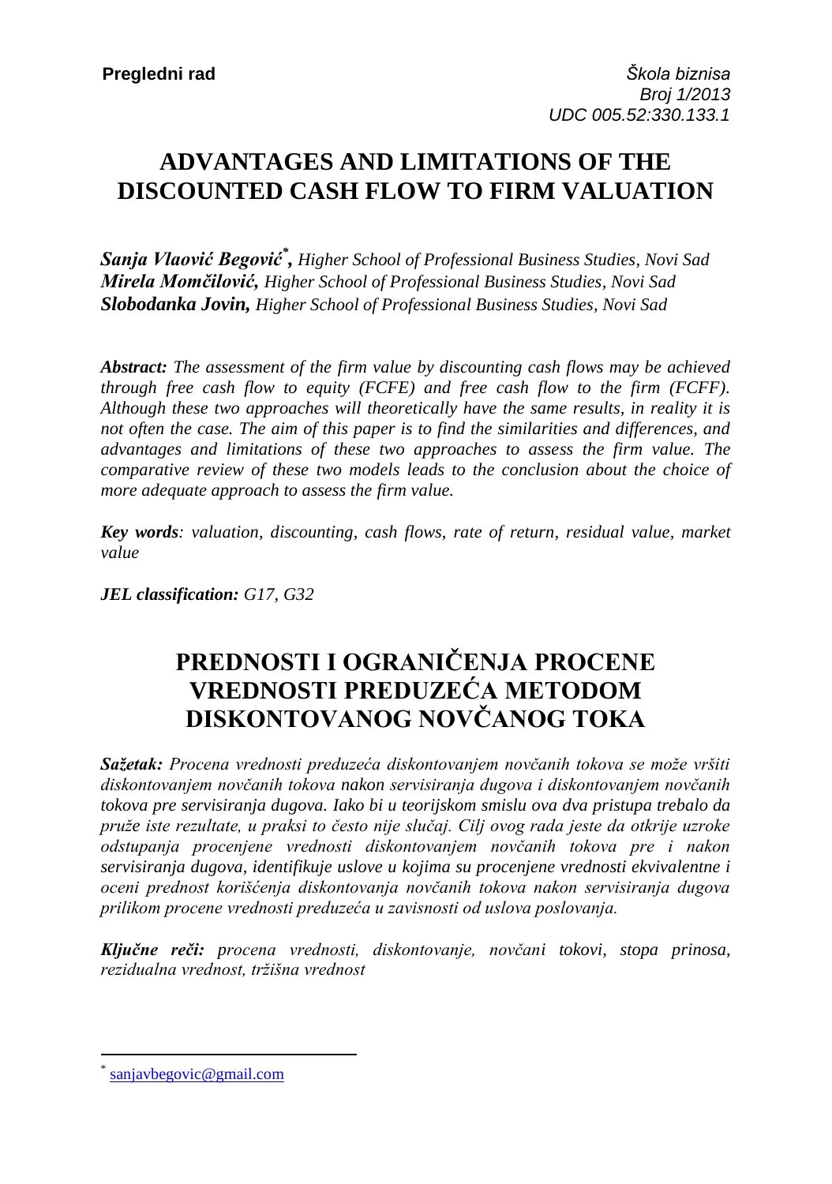**Pregledni rad**

*Škola biznisa*
*Broj 1/2013*
*UDC 005.52:330.133.1*

# ADVANTAGES AND LIMITATIONS OF THE DISCOUNTED CASH FLOW TO FIRM VALUATION

***Sanja Vlaović Begović*** [*]***,*** *Higher School of Professional Business Studies, Novi Sad*
***Mirela Momčilović,*** *Higher School of Professional Business Studies, Novi Sad*
***Slobodanka Jovin,*** *Higher School of Professional Business Studies, Novi Sad*

***Abstract:*** *The assessment of the firm value by discounting cash flows may be achieved through free cash flow to equity (FCFE) and free cash flow to the firm (FCFF). Although these two approaches will theoretically have the same results, in reality it is not often the case. The aim of this paper is to find the similarities and differences, and advantages and limitations of these two approaches to assess the firm value. The comparative review of these two models leads to the conclusion about the choice of more adequate approach to assess the firm value.*

***Key words****: valuation, discounting, cash flows, rate of return, residual value, market value*

***JEL classification:*** *G17, G32*

# PREDNOSTI I OGRANIČENJA PROCENE VREDNOSTI PREDUZEĆA METODOM DISKONTOVANOG NOVČANOG TOKA

***Sažetak:*** *Procena vrednosti preduzeća diskontovanjem novčanih tokova se može vršiti diskontovanjem novčanih tokova nakon servisiranja dugova i diskontovanjem novčanih tokova pre servisiranja dugova. Iako bi u teorijskom smislu ova dva pristupa trebalo da pruže iste rezultate, u praksi to često nije slučaj. Cilj ovog rada jeste da otkrije uzroke odstupanja procenjene vrednosti diskontovanjem novčanih tokova pre i nakon servisiranja dugova, identifikuje uslove u kojima su procenjene vrednosti ekvivalentne i oceni prednost korišćenja diskontovanja novčanih tokova nakon servisiranja dugova prilikom procene vrednosti preduzeća u zavisnosti od uslova poslovanja.*

***Ključne reči:*** *procena vrednosti, diskontovanje, novčani tokovi, stopa prinosa, rezidualna vrednost, tržišna vrednost*

---

[*] sanjavbegovic@gmail.com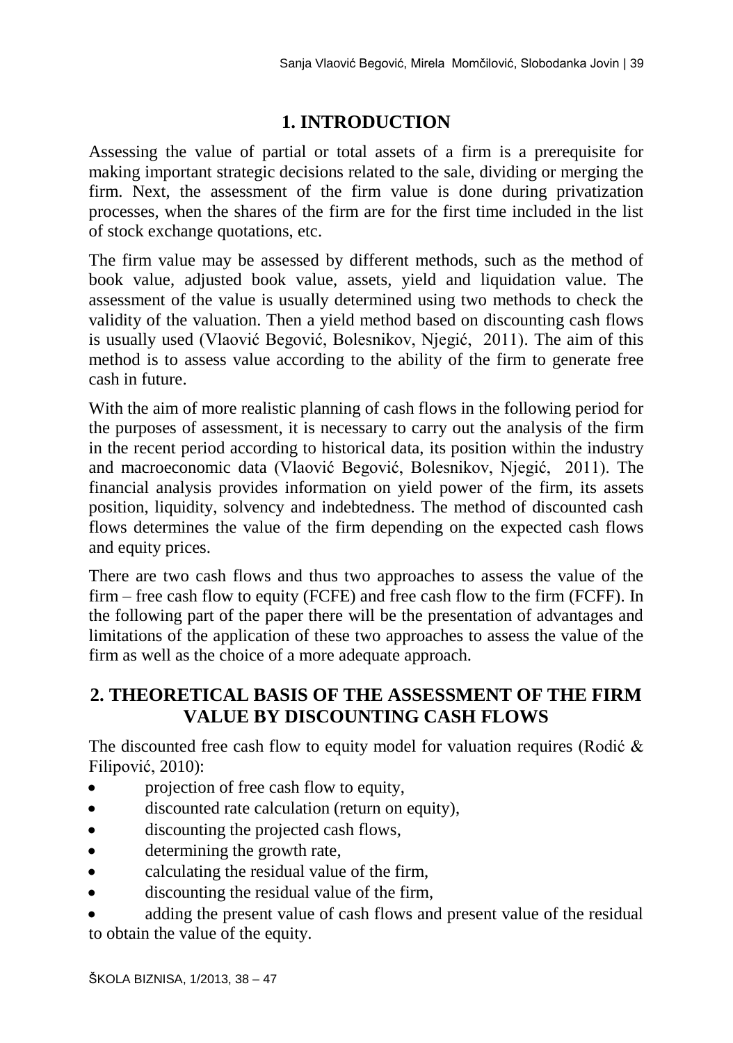# 1. INTRODUCTION

Assessing the value of partial or total assets of a firm is a prerequisite for making important strategic decisions related to the sale, dividing or merging the firm. Next, the assessment of the firm value is done during privatization processes, when the shares of the firm are for the first time included in the list of stock exchange quotations, etc.

The firm value may be assessed by different methods, such as the method of book value, adjusted book value, assets, yield and liquidation value. The assessment of the value is usually determined using two methods to check the validity of the valuation. Then a yield method based on discounting cash flows is usually used (Vlaović Begović, Bolesnikov, Njegić, 2011). The aim of this method is to assess value according to the ability of the firm to generate free cash in future.

With the aim of more realistic planning of cash flows in the following period for the purposes of assessment, it is necessary to carry out the analysis of the firm in the recent period according to historical data, its position within the industry and macroeconomic data (Vlaović Begović, Bolesnikov, Njegić, 2011). The financial analysis provides information on yield power of the firm, its assets position, liquidity, solvency and indebtedness. The method of discounted cash flows determines the value of the firm depending on the expected cash flows and equity prices.

There are two cash flows and thus two approaches to assess the value of the firm – free cash flow to equity (FCFE) and free cash flow to the firm (FCFF). In the following part of the paper there will be the presentation of advantages and limitations of the application of these two approaches to assess the value of the firm as well as the choice of a more adequate approach.

# 2. THEORETICAL BASIS OF THE ASSESSMENT OF THE FIRM VALUE BY DISCOUNTING CASH FLOWS

The discounted free cash flow to equity model for valuation requires (Rodić & Filipović, 2010):

- projection of free cash flow to equity,
- discounted rate calculation (return on equity),
- discounting the projected cash flows,
- determining the growth rate,
- calculating the residual value of the firm,
- discounting the residual value of the firm,
- adding the present value of cash flows and present value of the residual to obtain the value of the equity.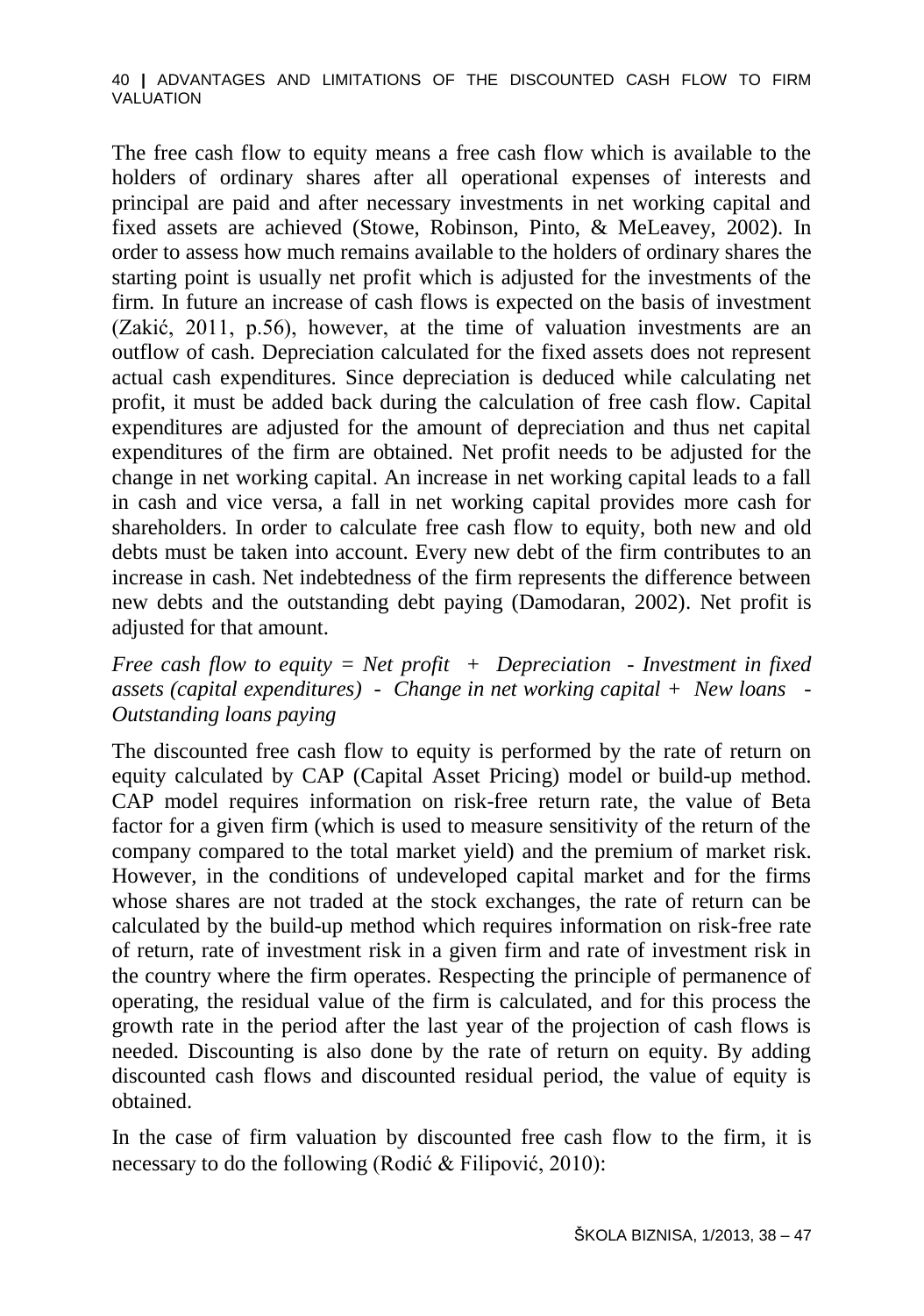The free cash flow to equity means a free cash flow which is available to the holders of ordinary shares after all operational expenses of interests and principal are paid and after necessary investments in net working capital and fixed assets are achieved (Stowe, Robinson, Pinto, & MeLeavey, 2002). In order to assess how much remains available to the holders of ordinary shares the starting point is usually net profit which is adjusted for the investments of the firm. In future an increase of cash flows is expected on the basis of investment (Zakić, 2011, p.56), however, at the time of valuation investments are an outflow of cash. Depreciation calculated for the fixed assets does not represent actual cash expenditures. Since depreciation is deduced while calculating net profit, it must be added back during the calculation of free cash flow. Capital expenditures are adjusted for the amount of depreciation and thus net capital expenditures of the firm are obtained. Net profit needs to be adjusted for the change in net working capital. An increase in net working capital leads to a fall in cash and vice versa, a fall in net working capital provides more cash for shareholders. In order to calculate free cash flow to equity, both new and old debts must be taken into account. Every new debt of the firm contributes to an increase in cash. Net indebtedness of the firm represents the difference between new debts and the outstanding debt paying (Damodaran, 2002). Net profit is adjusted for that amount.

*Free cash flow to equity = Net profit + Depreciation - Investment in fixed assets (capital expenditures) - Change in net working capital + New loans - Outstanding loans paying*

The discounted free cash flow to equity is performed by the rate of return on equity calculated by CAP (Capital Asset Pricing) model or build-up method. CAP model requires information on risk-free return rate, the value of Beta factor for a given firm (which is used to measure sensitivity of the return of the company compared to the total market yield) and the premium of market risk. However, in the conditions of undeveloped capital market and for the firms whose shares are not traded at the stock exchanges, the rate of return can be calculated by the build-up method which requires information on risk-free rate of return, rate of investment risk in a given firm and rate of investment risk in the country where the firm operates. Respecting the principle of permanence of operating, the residual value of the firm is calculated, and for this process the growth rate in the period after the last year of the projection of cash flows is needed. Discounting is also done by the rate of return on equity. By adding discounted cash flows and discounted residual period, the value of equity is obtained.

In the case of firm valuation by discounted free cash flow to the firm, it is necessary to do the following (Rodić & Filipović, 2010):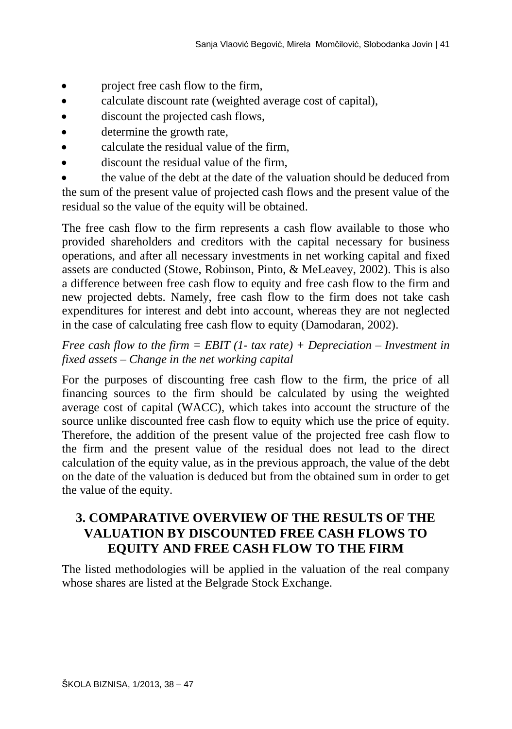- project free cash flow to the firm,
- calculate discount rate (weighted average cost of capital),
- discount the projected cash flows,
- determine the growth rate,
- calculate the residual value of the firm,
- discount the residual value of the firm,
- the value of the debt at the date of the valuation should be deduced from the sum of the present value of projected cash flows and the present value of the residual so the value of the equity will be obtained.

The free cash flow to the firm represents a cash flow available to those who provided shareholders and creditors with the capital necessary for business operations, and after all necessary investments in net working capital and fixed assets are conducted (Stowe, Robinson, Pinto, & MeLeavey, 2002). This is also a difference between free cash flow to equity and free cash flow to the firm and new projected debts. Namely, free cash flow to the firm does not take cash expenditures for interest and debt into account, whereas they are not neglected in the case of calculating free cash flow to equity (Damodaran, 2002).

*Free cash flow to the firm = EBIT (1- tax rate) + Depreciation – Investment in fixed assets – Change in the net working capital*

For the purposes of discounting free cash flow to the firm, the price of all financing sources to the firm should be calculated by using the weighted average cost of capital (WACC), which takes into account the structure of the source unlike discounted free cash flow to equity which use the price of equity. Therefore, the addition of the present value of the projected free cash flow to the firm and the present value of the residual does not lead to the direct calculation of the equity value, as in the previous approach, the value of the debt on the date of the valuation is deduced but from the obtained sum in order to get the value of the equity.

## 3. COMPARATIVE OVERVIEW OF THE RESULTS OF THE VALUATION BY DISCOUNTED FREE CASH FLOWS TO EQUITY AND FREE CASH FLOW TO THE FIRM

The listed methodologies will be applied in the valuation of the real company whose shares are listed at the Belgrade Stock Exchange.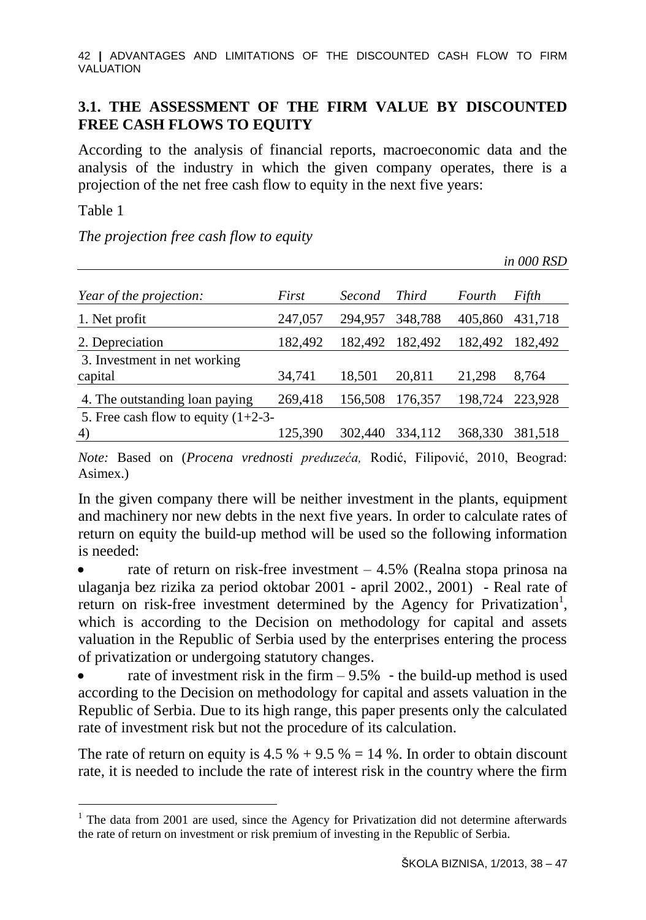## 3.1. THE ASSESSMENT OF THE FIRM VALUE BY DISCOUNTED FREE CASH FLOWS TO EQUITY

According to the analysis of financial reports, macroeconomic data and the analysis of the industry in which the given company operates, there is a projection of the net free cash flow to equity in the next five years:

Table 1

*The projection free cash flow to equity*

*in 000 RSD*

| *Year of the projection:* | *First* | *Second* | *Third* | *Fourth* | *Fifth* |
|---|---|---|---|---|---|
| 1. Net profit | 247,057 | 294,957 | 348,788 | 405,860 | 431,718 |
| 2. Depreciation | 182,492 | 182,492 | 182,492 | 182,492 | 182,492 |
| 3. Investment in net working capital | 34,741 | 18,501 | 20,811 | 21,298 | 8,764 |
| 4. The outstanding loan paying | 269,418 | 156,508 | 176,357 | 198,724 | 223,928 |
| 5. Free cash flow to equity (1+2-3-4) | 125,390 | 302,440 | 334,112 | 368,330 | 381,518 |

*Note:* Based on (*Procena vrednosti preduzeća,* Rodić, Filipović, 2010, Beograd: Asimex.)

In the given company there will be neither investment in the plants, equipment and machinery nor new debts in the next five years. In order to calculate rates of return on equity the build-up method will be used so the following information is needed:

- rate of return on risk-free investment – 4.5% (Realna stopa prinosa na ulaganja bez rizika za period oktobar 2001 - april 2002., 2001) - Real rate of return on risk-free investment determined by the Agency for Privatization[1], which is according to the Decision on methodology for capital and assets valuation in the Republic of Serbia used by the enterprises entering the process of privatization or undergoing statutory changes.
- rate of investment risk in the firm – 9.5% - the build-up method is used according to the Decision on methodology for capital and assets valuation in the Republic of Serbia. Due to its high range, this paper presents only the calculated rate of investment risk but not the procedure of its calculation.

The rate of return on equity is 4.5 % + 9.5 % = 14 %. In order to obtain discount rate, it is needed to include the rate of interest risk in the country where the firm

[1] The data from 2001 are used, since the Agency for Privatization did not determine afterwards the rate of return on investment or risk premium of investing in the Republic of Serbia.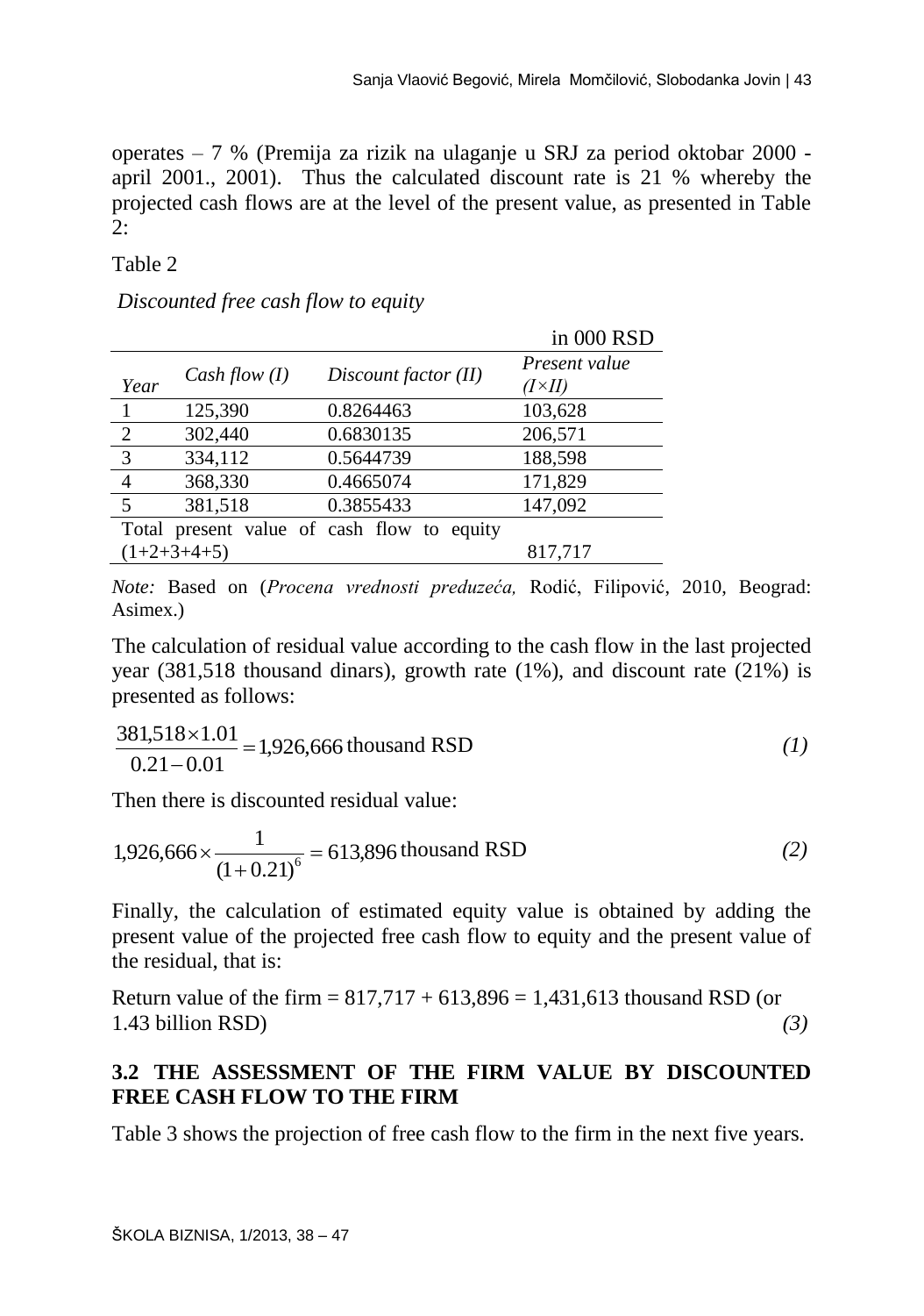operates – 7 % (Premija za rizik na ulaganje u SRJ za period oktobar 2000 - april 2001., 2001). Thus the calculated discount rate is 21 % whereby the projected cash flows are at the level of the present value, as presented in Table 2:

Table 2

*Discounted free cash flow to equity*

in 000 RSD

| *Year* | *Cash flow (I)* | *Discount factor (II)* | *Present value (I×II)* |
|---|---|---|---|
| 1 | 125,390 | 0.8264463 | 103,628 |
| 2 | 302,440 | 0.6830135 | 206,571 |
| 3 | 334,112 | 0.5644739 | 188,598 |
| 4 | 368,330 | 0.4665074 | 171,829 |
| 5 | 381,518 | 0.3855433 | 147,092 |
| Total present value of cash flow to equity (1+2+3+4+5) | | | 817,717 |

*Note:* Based on (*Procena vrednosti preduzeća,* Rodić, Filipović, 2010, Beograd: Asimex.)

The calculation of residual value according to the cash flow in the last projected year (381,518 thousand dinars), growth rate (1%), and discount rate (21%) is presented as follows:

$$\frac{381{,}518 \times 1.01}{0.21 - 0.01} = 1{,}926{,}666 \text{ thousand RSD} \tag{1}$$

Then there is discounted residual value:

$$1{,}926{,}666 \times \frac{1}{(1+0.21)^6} = 613{,}896 \text{ thousand RSD} \tag{2}$$

Finally, the calculation of estimated equity value is obtained by adding the present value of the projected free cash flow to equity and the present value of the residual, that is:

Return value of the firm = 817,717 + 613,896 = 1,431,613 thousand RSD (or 1.43 billion RSD) *(3)*

## 3.2 THE ASSESSMENT OF THE FIRM VALUE BY DISCOUNTED FREE CASH FLOW TO THE FIRM

Table 3 shows the projection of free cash flow to the firm in the next five years.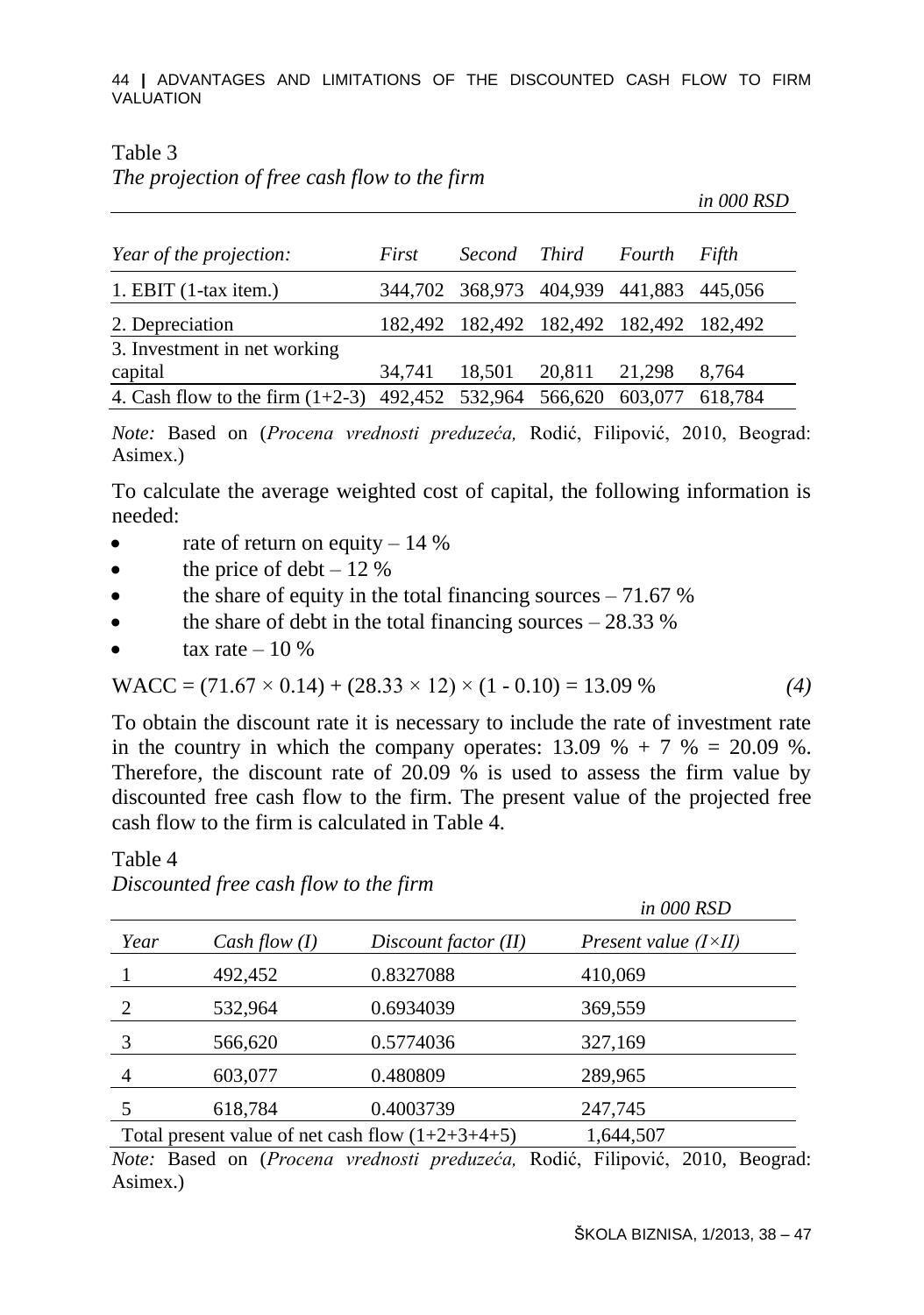Table 3

*The projection of free cash flow to the firm*

*in 000 RSD*

| *Year of the projection:* | *First* | *Second* | *Third* | *Fourth* | *Fifth* |
|---|---|---|---|---|---|
| 1. EBIT (1-tax item.) | 344,702 | 368,973 | 404,939 | 441,883 | 445,056 |
| 2. Depreciation | 182,492 | 182,492 | 182,492 | 182,492 | 182,492 |
| 3. Investment in net working capital | 34,741 | 18,501 | 20,811 | 21,298 | 8,764 |
| 4. Cash flow to the firm (1+2-3) | 492,452 | 532,964 | 566,620 | 603,077 | 618,784 |

*Note:* Based on (*Procena vrednosti preduzeća,* Rodić, Filipović, 2010, Beograd: Asimex.)

To calculate the average weighted cost of capital, the following information is needed:

- rate of return on equity – 14 %
- the price of debt – 12 %
- the share of equity in the total financing sources – 71.67 %
- the share of debt in the total financing sources – 28.33 %
- tax rate – 10 %

$$\text{WACC} = (71.67 \times 0.14) + (28.33 \times 12) \times (1 - 0.10) = 13.09\ \% \qquad (4)$$

To obtain the discount rate it is necessary to include the rate of investment rate in the country in which the company operates: 13.09 % + 7 % = 20.09 %. Therefore, the discount rate of 20.09 % is used to assess the firm value by discounted free cash flow to the firm. The present value of the projected free cash flow to the firm is calculated in Table 4.

Table 4

*Discounted free cash flow to the firm*

*in 000 RSD*

| *Year* | *Cash flow (I)* | *Discount factor (II)* | *Present value (I×II)* |
|---|---|---|---|
| 1 | 492,452 | 0.8327088 | 410,069 |
| 2 | 532,964 | 0.6934039 | 369,559 |
| 3 | 566,620 | 0.5774036 | 327,169 |
| 4 | 603,077 | 0.480809 | 289,965 |
| 5 | 618,784 | 0.4003739 | 247,745 |
| Total present value of net cash flow (1+2+3+4+5) | | | 1,644,507 |

*Note:* Based on (*Procena vrednosti preduzeća,* Rodić, Filipović, 2010, Beograd: Asimex.)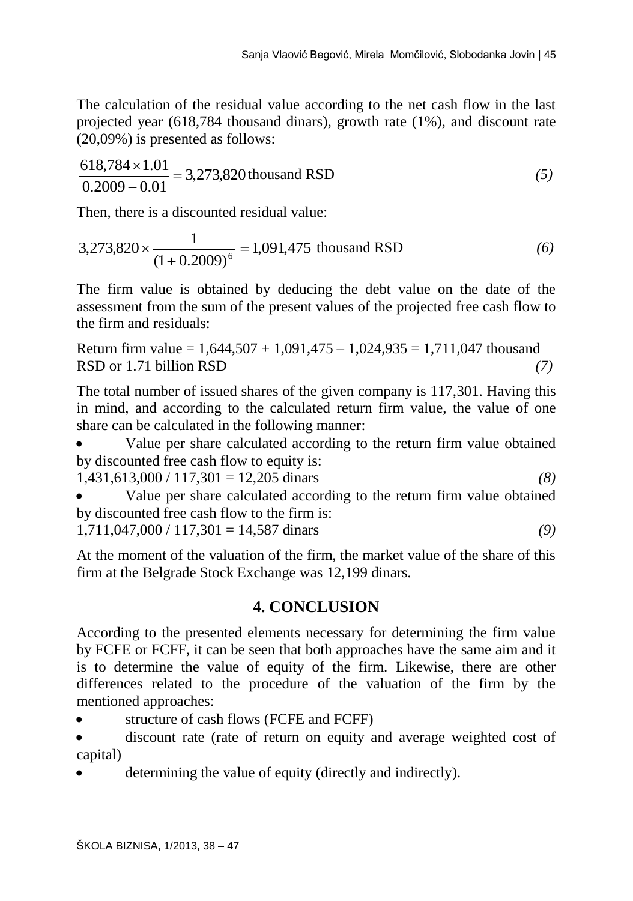The calculation of the residual value according to the net cash flow in the last projected year (618,784 thousand dinars), growth rate (1%), and discount rate (20,09%) is presented as follows:

$$\frac{618,784 \times 1.01}{0.2009 - 0.01} = 3,273,820 \text{ thousand RSD} \tag{5}$$

Then, there is a discounted residual value:

$$3,273,820 \times \frac{1}{(1 + 0.2009)^6} = 1,091,475 \text{ thousand RSD} \tag{6}$$

The firm value is obtained by deducing the debt value on the date of the assessment from the sum of the present values of the projected free cash flow to the firm and residuals:

Return firm value = 1,644,507 + 1,091,475 – 1,024,935 = 1,711,047 thousand RSD or 1.71 billion RSD *(7)*

The total number of issued shares of the given company is 117,301. Having this in mind, and according to the calculated return firm value, the value of one share can be calculated in the following manner:

- Value per share calculated according to the return firm value obtained by discounted free cash flow to equity is:
  1,431,613,000 / 117,301 = 12,205 dinars *(8)*
- Value per share calculated according to the return firm value obtained by discounted free cash flow to the firm is:
  1,711,047,000 / 117,301 = 14,587 dinars *(9)*

At the moment of the valuation of the firm, the market value of the share of this firm at the Belgrade Stock Exchange was 12,199 dinars.

## 4. CONCLUSION

According to the presented elements necessary for determining the firm value by FCFE or FCFF, it can be seen that both approaches have the same aim and it is to determine the value of equity of the firm. Likewise, there are other differences related to the procedure of the valuation of the firm by the mentioned approaches:

- structure of cash flows (FCFE and FCFF)
- discount rate (rate of return on equity and average weighted cost of capital)
- determining the value of equity (directly and indirectly).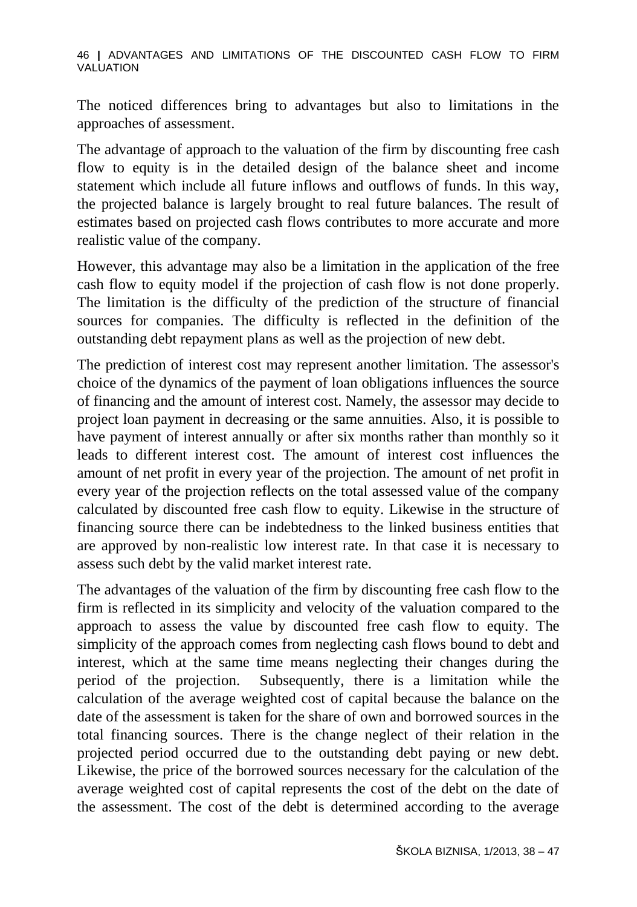The noticed differences bring to advantages but also to limitations in the approaches of assessment.

The advantage of approach to the valuation of the firm by discounting free cash flow to equity is in the detailed design of the balance sheet and income statement which include all future inflows and outflows of funds. In this way, the projected balance is largely brought to real future balances. The result of estimates based on projected cash flows contributes to more accurate and more realistic value of the company.

However, this advantage may also be a limitation in the application of the free cash flow to equity model if the projection of cash flow is not done properly. The limitation is the difficulty of the prediction of the structure of financial sources for companies. The difficulty is reflected in the definition of the outstanding debt repayment plans as well as the projection of new debt.

The prediction of interest cost may represent another limitation. The assessor's choice of the dynamics of the payment of loan obligations influences the source of financing and the amount of interest cost. Namely, the assessor may decide to project loan payment in decreasing or the same annuities. Also, it is possible to have payment of interest annually or after six months rather than monthly so it leads to different interest cost. The amount of interest cost influences the amount of net profit in every year of the projection. The amount of net profit in every year of the projection reflects on the total assessed value of the company calculated by discounted free cash flow to equity. Likewise in the structure of financing source there can be indebtedness to the linked business entities that are approved by non-realistic low interest rate. In that case it is necessary to assess such debt by the valid market interest rate.

The advantages of the valuation of the firm by discounting free cash flow to the firm is reflected in its simplicity and velocity of the valuation compared to the approach to assess the value by discounted free cash flow to equity. The simplicity of the approach comes from neglecting cash flows bound to debt and interest, which at the same time means neglecting their changes during the period of the projection. Subsequently, there is a limitation while the calculation of the average weighted cost of capital because the balance on the date of the assessment is taken for the share of own and borrowed sources in the total financing sources. There is the change neglect of their relation in the projected period occurred due to the outstanding debt paying or new debt. Likewise, the price of the borrowed sources necessary for the calculation of the average weighted cost of capital represents the cost of the debt on the date of the assessment. The cost of the debt is determined according to the average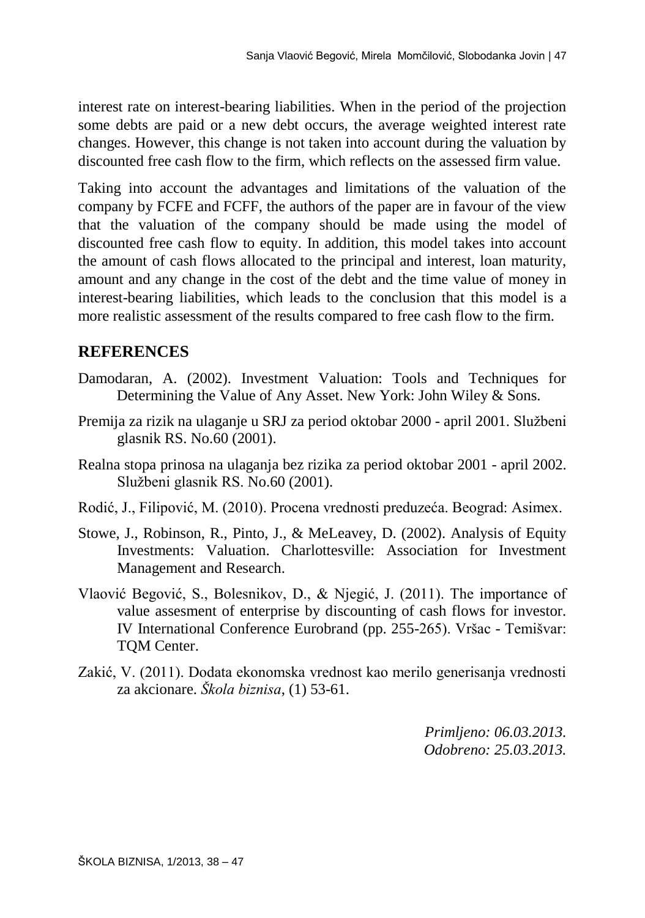interest rate on interest-bearing liabilities. When in the period of the projection some debts are paid or a new debt occurs, the average weighted interest rate changes. However, this change is not taken into account during the valuation by discounted free cash flow to the firm, which reflects on the assessed firm value.

Taking into account the advantages and limitations of the valuation of the company by FCFE and FCFF, the authors of the paper are in favour of the view that the valuation of the company should be made using the model of discounted free cash flow to equity. In addition, this model takes into account the amount of cash flows allocated to the principal and interest, loan maturity, amount and any change in the cost of the debt and the time value of money in interest-bearing liabilities, which leads to the conclusion that this model is a more realistic assessment of the results compared to free cash flow to the firm.

## REFERENCES

Damodaran, A. (2002). Investment Valuation: Tools and Techniques for Determining the Value of Any Asset. New York: John Wiley & Sons.

Premija za rizik na ulaganje u SRJ za period oktobar 2000 - april 2001. Službeni glasnik RS. No.60 (2001).

Realna stopa prinosa na ulaganja bez rizika za period oktobar 2001 - april 2002. Službeni glasnik RS. No.60 (2001).

Rodić, J., Filipović, M. (2010). Procena vrednosti preduzeća. Beograd: Asimex.

Stowe, J., Robinson, R., Pinto, J., & MeLeavey, D. (2002). Analysis of Equity Investments: Valuation. Charlottesville: Association for Investment Management and Research.

Vlaović Begović, S., Bolesnikov, D., & Njegić, J. (2011). The importance of value assesment of enterprise by discounting of cash flows for investor. IV International Conference Eurobrand (pp. 255-265). Vršac - Temišvar: TQM Center.

Zakić, V. (2011). Dodata ekonomska vrednost kao merilo generisanja vrednosti za akcionare. *Škola biznisa*, (1) 53-61.

*Primljeno: 06.03.2013.*
*Odobreno: 25.03.2013.*